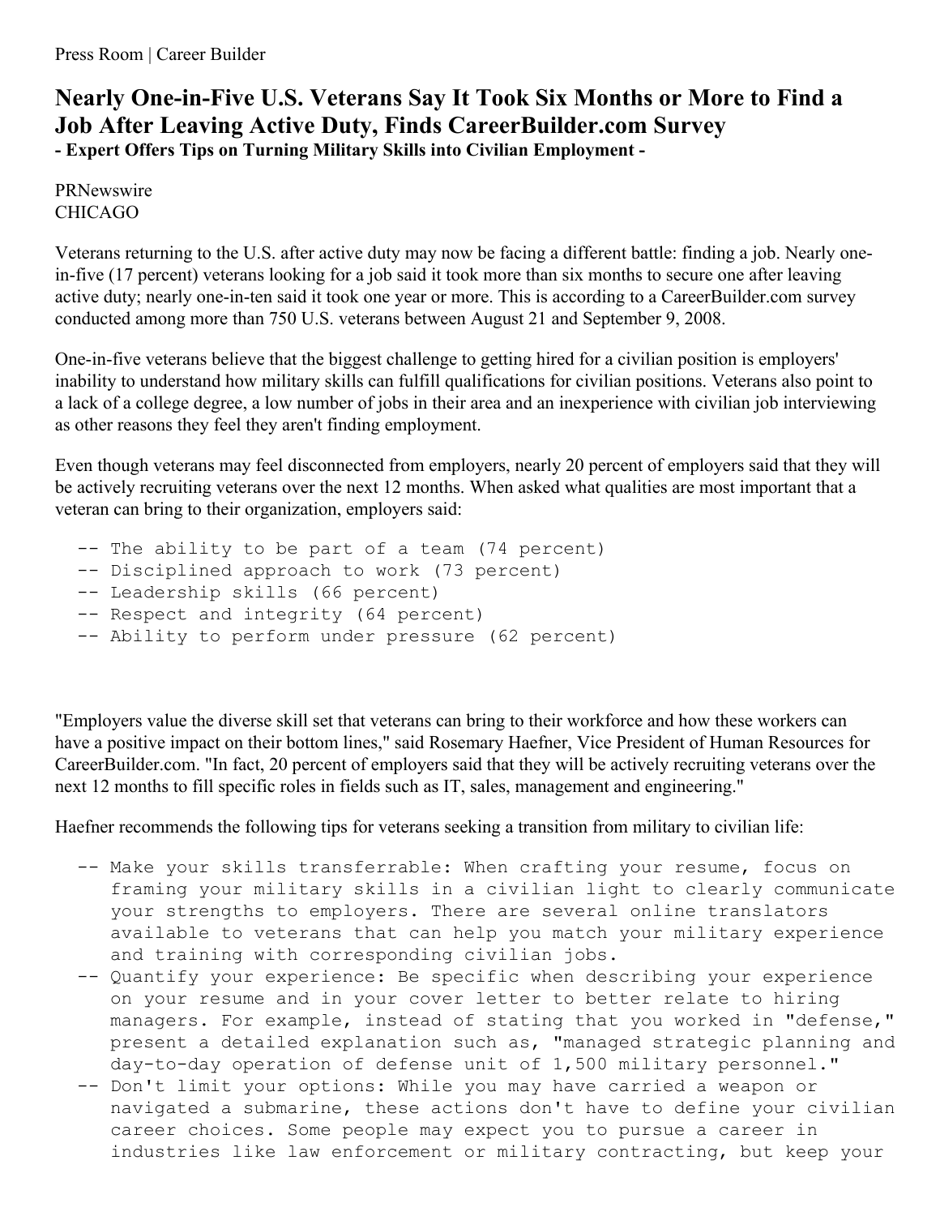Press Room | Career Builder

# Nearly One-in-Five U.S. Veterans Say It Took Six Months or More to Find a Job After Leaving Active Duty, Finds CareerBuilder.com Survey

**- Expert Offers Tips on Turning Military Skills into Civilian Employment -**

PRNewswire
CHICAGO

Veterans returning to the U.S. after active duty may now be facing a different battle: finding a job. Nearly one-in-five (17 percent) veterans looking for a job said it took more than six months to secure one after leaving active duty; nearly one-in-ten said it took one year or more. This is according to a CareerBuilder.com survey conducted among more than 750 U.S. veterans between August 21 and September 9, 2008.

One-in-five veterans believe that the biggest challenge to getting hired for a civilian position is employers' inability to understand how military skills can fulfill qualifications for civilian positions. Veterans also point to a lack of a college degree, a low number of jobs in their area and an inexperience with civilian job interviewing as other reasons they feel they aren't finding employment.

Even though veterans may feel disconnected from employers, nearly 20 percent of employers said that they will be actively recruiting veterans over the next 12 months. When asked what qualities are most important that a veteran can bring to their organization, employers said:

- The ability to be part of a team (74 percent)
- Disciplined approach to work (73 percent)
- Leadership skills (66 percent)
- Respect and integrity (64 percent)
- Ability to perform under pressure (62 percent)

"Employers value the diverse skill set that veterans can bring to their workforce and how these workers can have a positive impact on their bottom lines," said Rosemary Haefner, Vice President of Human Resources for CareerBuilder.com. "In fact, 20 percent of employers said that they will be actively recruiting veterans over the next 12 months to fill specific roles in fields such as IT, sales, management and engineering."

Haefner recommends the following tips for veterans seeking a transition from military to civilian life:

- Make your skills transferrable: When crafting your resume, focus on framing your military skills in a civilian light to clearly communicate your strengths to employers. There are several online translators available to veterans that can help you match your military experience and training with corresponding civilian jobs.
- Quantify your experience: Be specific when describing your experience on your resume and in your cover letter to better relate to hiring managers. For example, instead of stating that you worked in "defense," present a detailed explanation such as, "managed strategic planning and day-to-day operation of defense unit of 1,500 military personnel."
- Don't limit your options: While you may have carried a weapon or navigated a submarine, these actions don't have to define your civilian career choices. Some people may expect you to pursue a career in industries like law enforcement or military contracting, but keep your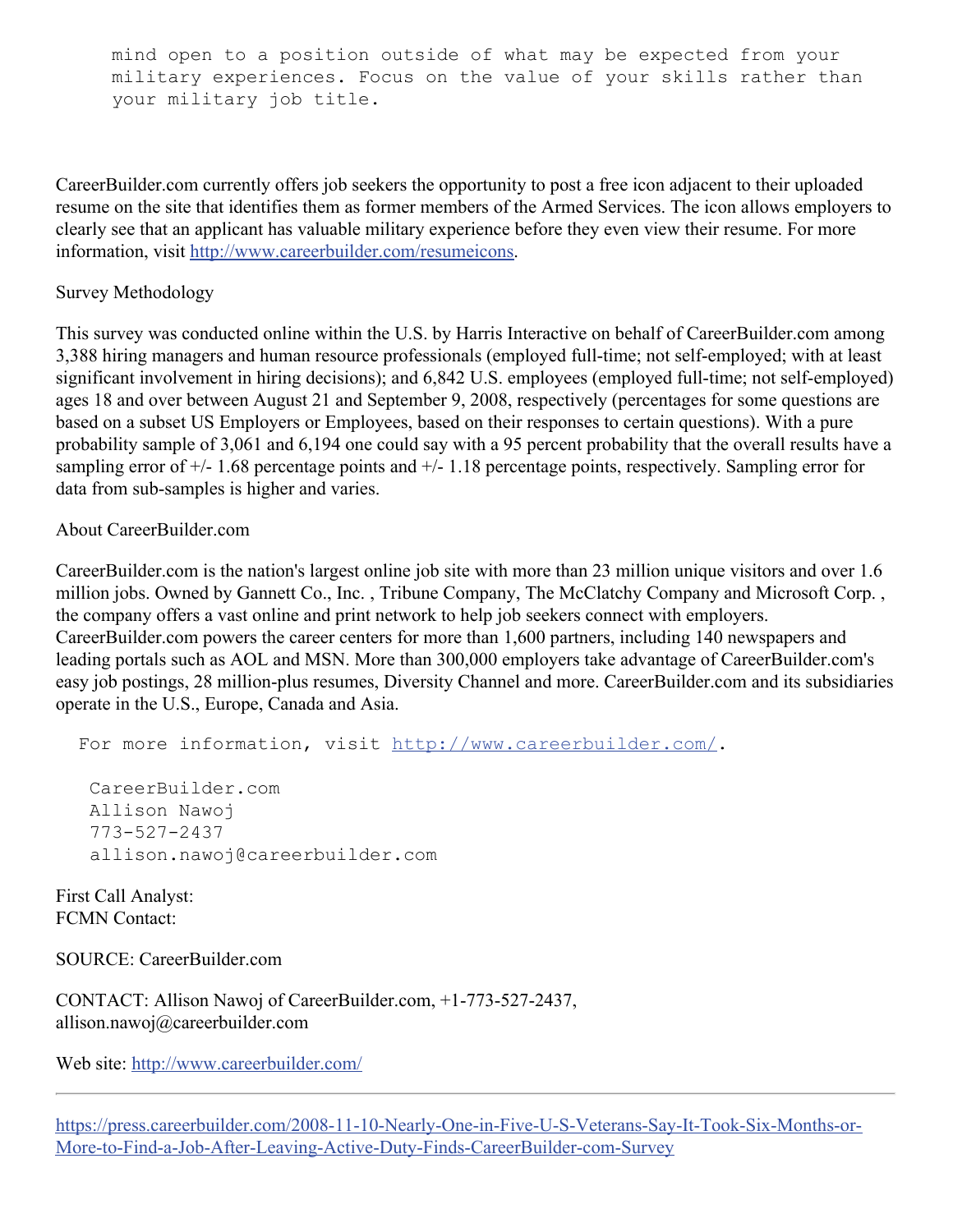mind open to a position outside of what may be expected from your military experiences. Focus on the value of your skills rather than your military job title.

CareerBuilder.com currently offers job seekers the opportunity to post a free icon adjacent to their uploaded resume on the site that identifies them as former members of the Armed Services. The icon allows employers to clearly see that an applicant has valuable military experience before they even view their resume. For more information, visit http://www.careerbuilder.com/resumeicons.

Survey Methodology

This survey was conducted online within the U.S. by Harris Interactive on behalf of CareerBuilder.com among 3,388 hiring managers and human resource professionals (employed full-time; not self-employed; with at least significant involvement in hiring decisions); and 6,842 U.S. employees (employed full-time; not self-employed) ages 18 and over between August 21 and September 9, 2008, respectively (percentages for some questions are based on a subset US Employers or Employees, based on their responses to certain questions). With a pure probability sample of 3,061 and 6,194 one could say with a 95 percent probability that the overall results have a sampling error of +/- 1.68 percentage points and +/- 1.18 percentage points, respectively. Sampling error for data from sub-samples is higher and varies.

About CareerBuilder.com

CareerBuilder.com is the nation's largest online job site with more than 23 million unique visitors and over 1.6 million jobs. Owned by Gannett Co., Inc. , Tribune Company, The McClatchy Company and Microsoft Corp. , the company offers a vast online and print network to help job seekers connect with employers. CareerBuilder.com powers the career centers for more than 1,600 partners, including 140 newspapers and leading portals such as AOL and MSN. More than 300,000 employers take advantage of CareerBuilder.com's easy job postings, 28 million-plus resumes, Diversity Channel and more. CareerBuilder.com and its subsidiaries operate in the U.S., Europe, Canada and Asia.

For more information, visit http://www.careerbuilder.com/.

CareerBuilder.com
Allison Nawoj
773-527-2437
allison.nawoj@careerbuilder.com

First Call Analyst:
FCMN Contact:

SOURCE: CareerBuilder.com

CONTACT: Allison Nawoj of CareerBuilder.com, +1-773-527-2437, allison.nawoj@careerbuilder.com

Web site: http://www.careerbuilder.com/

---

https://press.careerbuilder.com/2008-11-10-Nearly-One-in-Five-U-S-Veterans-Say-It-Took-Six-Months-or-More-to-Find-a-Job-After-Leaving-Active-Duty-Finds-CareerBuilder-com-Survey